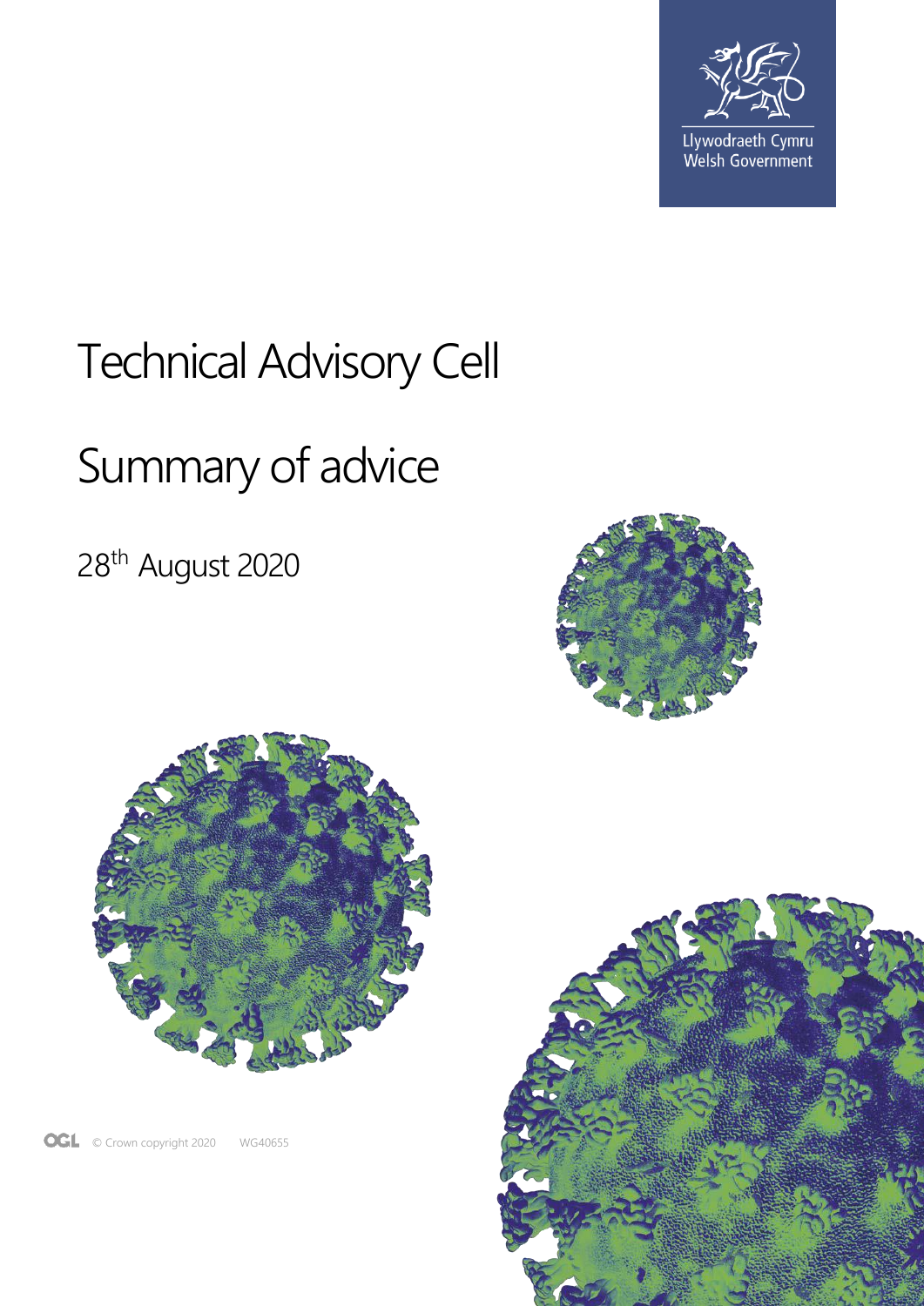Llywodraeth Cymru
Welsh Government

# Technical Advisory Cell

# Summary of advice

28th August 2020

© Crown copyright 2020 WG40655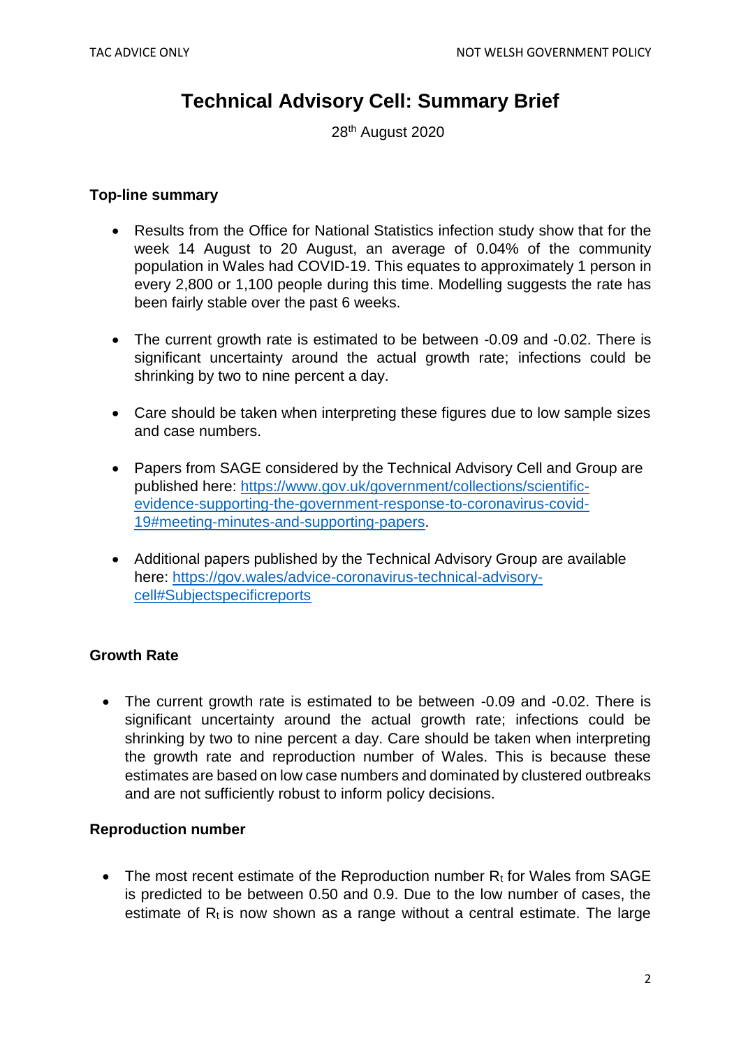# Technical Advisory Cell: Summary Brief

28th August 2020

**Top-line summary**

- Results from the Office for National Statistics infection study show that for the week 14 August to 20 August, an average of 0.04% of the community population in Wales had COVID-19. This equates to approximately 1 person in every 2,800 or 1,100 people during this time. Modelling suggests the rate has been fairly stable over the past 6 weeks.

- The current growth rate is estimated to be between -0.09 and -0.02. There is significant uncertainty around the actual growth rate; infections could be shrinking by two to nine percent a day.

- Care should be taken when interpreting these figures due to low sample sizes and case numbers.

- Papers from SAGE considered by the Technical Advisory Cell and Group are published here: https://www.gov.uk/government/collections/scientific-evidence-supporting-the-government-response-to-coronavirus-covid-19#meeting-minutes-and-supporting-papers.

- Additional papers published by the Technical Advisory Group are available here: https://gov.wales/advice-coronavirus-technical-advisory-cell#Subjectspecificreports

**Growth Rate**

- The current growth rate is estimated to be between -0.09 and -0.02. There is significant uncertainty around the actual growth rate; infections could be shrinking by two to nine percent a day. Care should be taken when interpreting the growth rate and reproduction number of Wales. This is because these estimates are based on low case numbers and dominated by clustered outbreaks and are not sufficiently robust to inform policy decisions.

**Reproduction number**

- The most recent estimate of the Reproduction number $R_t$ for Wales from SAGE is predicted to be between 0.50 and 0.9. Due to the low number of cases, the estimate of $R_t$ is now shown as a range without a central estimate. The large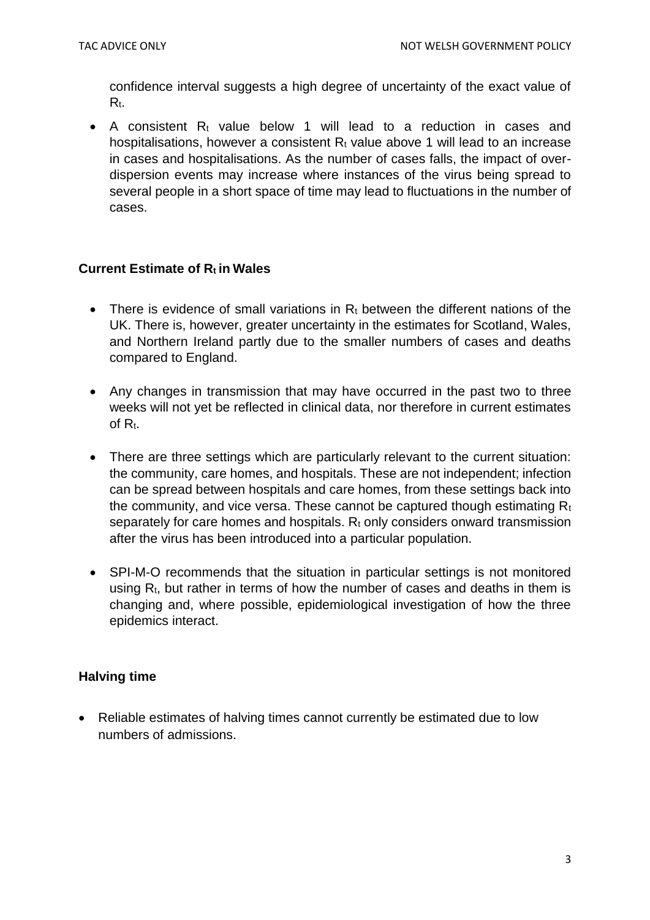confidence interval suggests a high degree of uncertainty of the exact value of $R_t$.

- A consistent $R_t$ value below 1 will lead to a reduction in cases and hospitalisations, however a consistent $R_t$ value above 1 will lead to an increase in cases and hospitalisations. As the number of cases falls, the impact of over-dispersion events may increase where instances of the virus being spread to several people in a short space of time may lead to fluctuations in the number of cases.

### Current Estimate of $R_t$ in Wales

- There is evidence of small variations in $R_t$ between the different nations of the UK. There is, however, greater uncertainty in the estimates for Scotland, Wales, and Northern Ireland partly due to the smaller numbers of cases and deaths compared to England.

- Any changes in transmission that may have occurred in the past two to three weeks will not yet be reflected in clinical data, nor therefore in current estimates of $R_t$.

- There are three settings which are particularly relevant to the current situation: the community, care homes, and hospitals. These are not independent; infection can be spread between hospitals and care homes, from these settings back into the community, and vice versa. These cannot be captured though estimating $R_t$ separately for care homes and hospitals. $R_t$ only considers onward transmission after the virus has been introduced into a particular population.

- SPI-M-O recommends that the situation in particular settings is not monitored using $R_t$, but rather in terms of how the number of cases and deaths in them is changing and, where possible, epidemiological investigation of how the three epidemics interact.

### Halving time

- Reliable estimates of halving times cannot currently be estimated due to low numbers of admissions.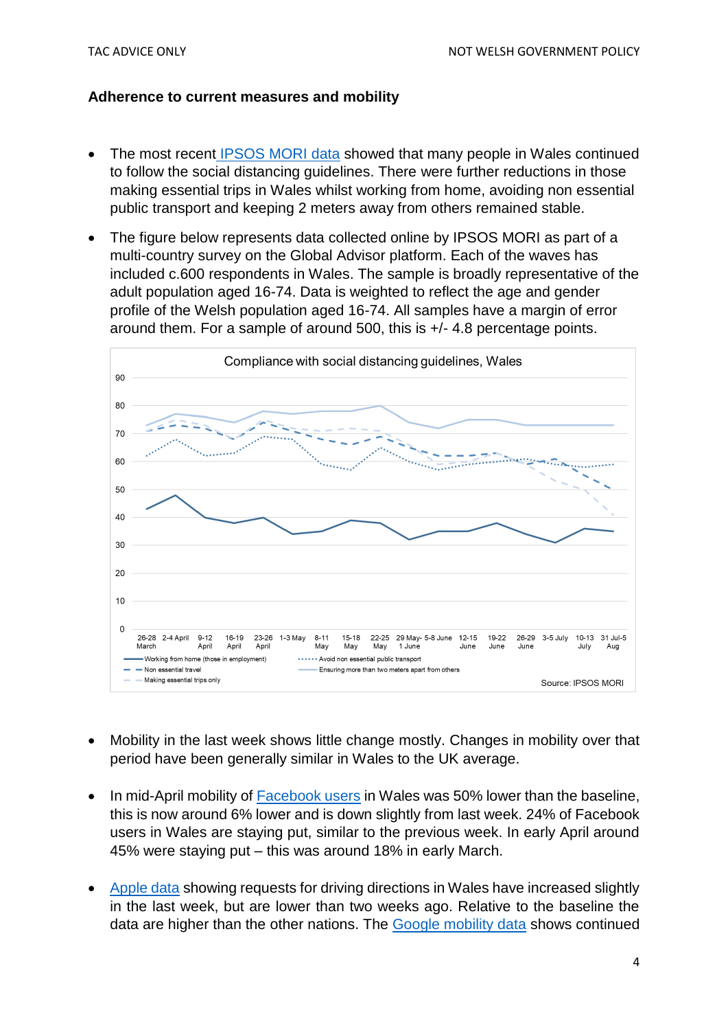**Adherence to current measures and mobility**

- The most recent [IPSOS MORI data](#) showed that many people in Wales continued to follow the social distancing guidelines. There were further reductions in those making essential trips in Wales whilst working from home, avoiding non essential public transport and keeping 2 meters away from others remained stable.
- The figure below represents data collected online by IPSOS MORI as part of a multi-country survey on the Global Advisor platform. Each of the waves has included c.600 respondents in Wales. The sample is broadly representative of the adult population aged 16-74. Data is weighted to reflect the age and gender profile of the Welsh population aged 16-74. All samples have a margin of error around them. For a sample of around 500, this is +/- 4.8 percentage points.

Compliance with social distancing guidelines, Wales

Legend: Working from home (those in employment); Avoid non essential public transport; Non essential travel; Ensuring more than two meters apart from others; Making essential trips only

Source: IPSOS MORI

- Mobility in the last week shows little change mostly. Changes in mobility over that period have been generally similar in Wales to the UK average.
- In mid-April mobility of [Facebook users](#) in Wales was 50% lower than the baseline, this is now around 6% lower and is down slightly from last week. 24% of Facebook users in Wales are staying put, similar to the previous week. In early April around 45% were staying put – this was around 18% in early March.
- [Apple data](#) showing requests for driving directions in Wales have increased slightly in the last week, but are lower than two weeks ago. Relative to the baseline the data are higher than the other nations. The [Google mobility data](#) shows continued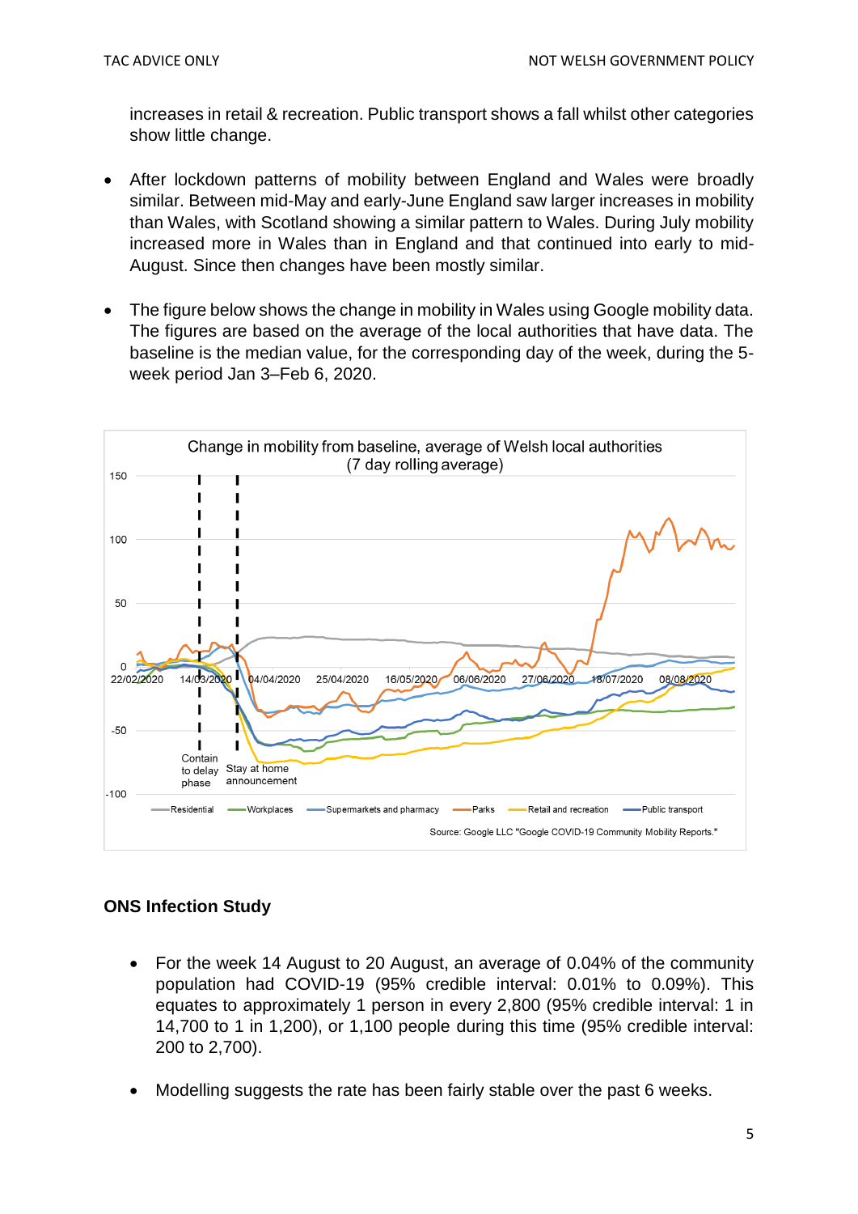increases in retail & recreation. Public transport shows a fall whilst other categories show little change.

- After lockdown patterns of mobility between England and Wales were broadly similar. Between mid-May and early-June England saw larger increases in mobility than Wales, with Scotland showing a similar pattern to Wales. During July mobility increased more in Wales than in England and that continued into early to mid-August. Since then changes have been mostly similar.

- The figure below shows the change in mobility in Wales using Google mobility data. The figures are based on the average of the local authorities that have data. The baseline is the median value, for the corresponding day of the week, during the 5-week period Jan 3–Feb 6, 2020.

Change in mobility from baseline, average of Welsh local authorities (7 day rolling average)

Source: Google LLC "Google COVID-19 Community Mobility Reports."

## ONS Infection Study

- For the week 14 August to 20 August, an average of 0.04% of the community population had COVID-19 (95% credible interval: 0.01% to 0.09%). This equates to approximately 1 person in every 2,800 (95% credible interval: 1 in 14,700 to 1 in 1,200), or 1,100 people during this time (95% credible interval: 200 to 2,700).

- Modelling suggests the rate has been fairly stable over the past 6 weeks.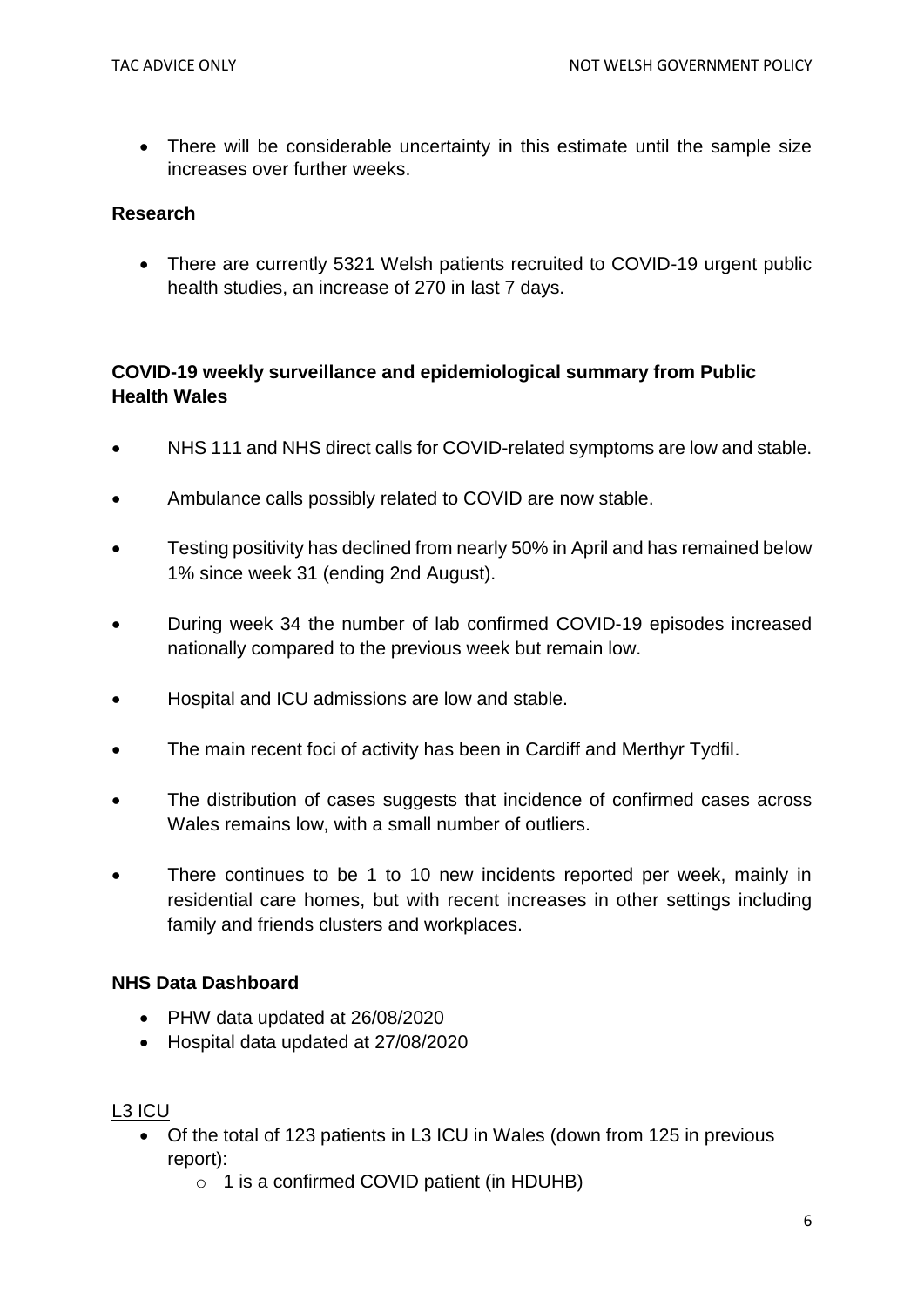- There will be considerable uncertainty in this estimate until the sample size increases over further weeks.

**Research**

- There are currently 5321 Welsh patients recruited to COVID-19 urgent public health studies, an increase of 270 in last 7 days.

**COVID-19 weekly surveillance and epidemiological summary from Public Health Wales**

- NHS 111 and NHS direct calls for COVID-related symptoms are low and stable.
- Ambulance calls possibly related to COVID are now stable.
- Testing positivity has declined from nearly 50% in April and has remained below 1% since week 31 (ending 2nd August).
- During week 34 the number of lab confirmed COVID-19 episodes increased nationally compared to the previous week but remain low.
- Hospital and ICU admissions are low and stable.
- The main recent foci of activity has been in Cardiff and Merthyr Tydfil.
- The distribution of cases suggests that incidence of confirmed cases across Wales remains low, with a small number of outliers.
- There continues to be 1 to 10 new incidents reported per week, mainly in residential care homes, but with recent increases in other settings including family and friends clusters and workplaces.

**NHS Data Dashboard**

- PHW data updated at 26/08/2020
- Hospital data updated at 27/08/2020

L3 ICU

- Of the total of 123 patients in L3 ICU in Wales (down from 125 in previous report):
  - 1 is a confirmed COVID patient (in HDUHB)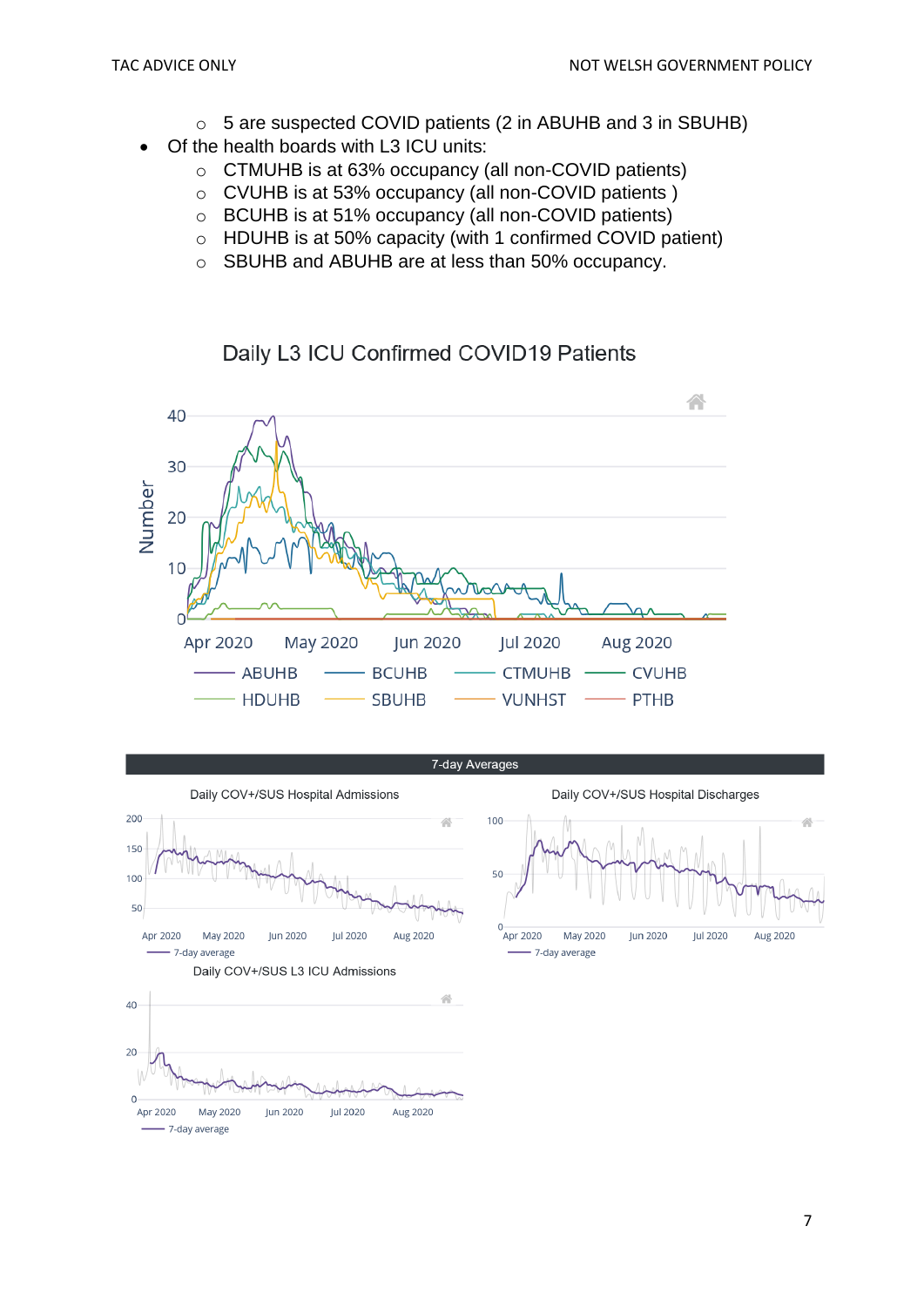- 5 are suspected COVID patients (2 in ABUHB and 3 in SBUHB)

- Of the health boards with L3 ICU units:
  - CTMUHB is at 63% occupancy (all non-COVID patients)
  - CVUHB is at 53% occupancy (all non-COVID patients )
  - BCUHB is at 51% occupancy (all non-COVID patients)
  - HDUHB is at 50% capacity (with 1 confirmed COVID patient)
  - SBUHB and ABUHB are at less than 50% occupancy.

Daily L3 ICU Confirmed COVID19 Patients

7-day Averages

Daily COV+/SUS Hospital Admissions

Daily COV+/SUS Hospital Discharges

Daily COV+/SUS L3 ICU Admissions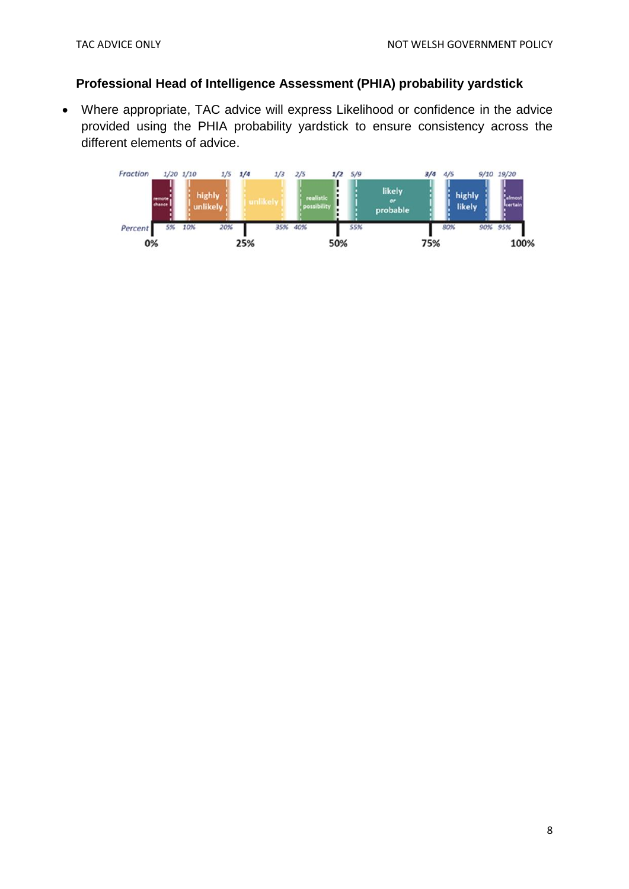**Professional Head of Intelligence Assessment (PHIA) probability yardstick**

- Where appropriate, TAC advice will express Likelihood or confidence in the advice provided using the PHIA probability yardstick to ensure consistency across the different elements of advice.

Fraction 1/20 1/10 1/5 1/4 1/3 2/5 1/2 5/9 3/4 4/5 9/10 19/20

remote chance | highly unlikely | unlikely | realistic possibility | likely or probable | highly likely | almost certain

Percent 5% 10% 20% 35% 40% 55% 80% 90% 95%

0% 25% 50% 75% 100%